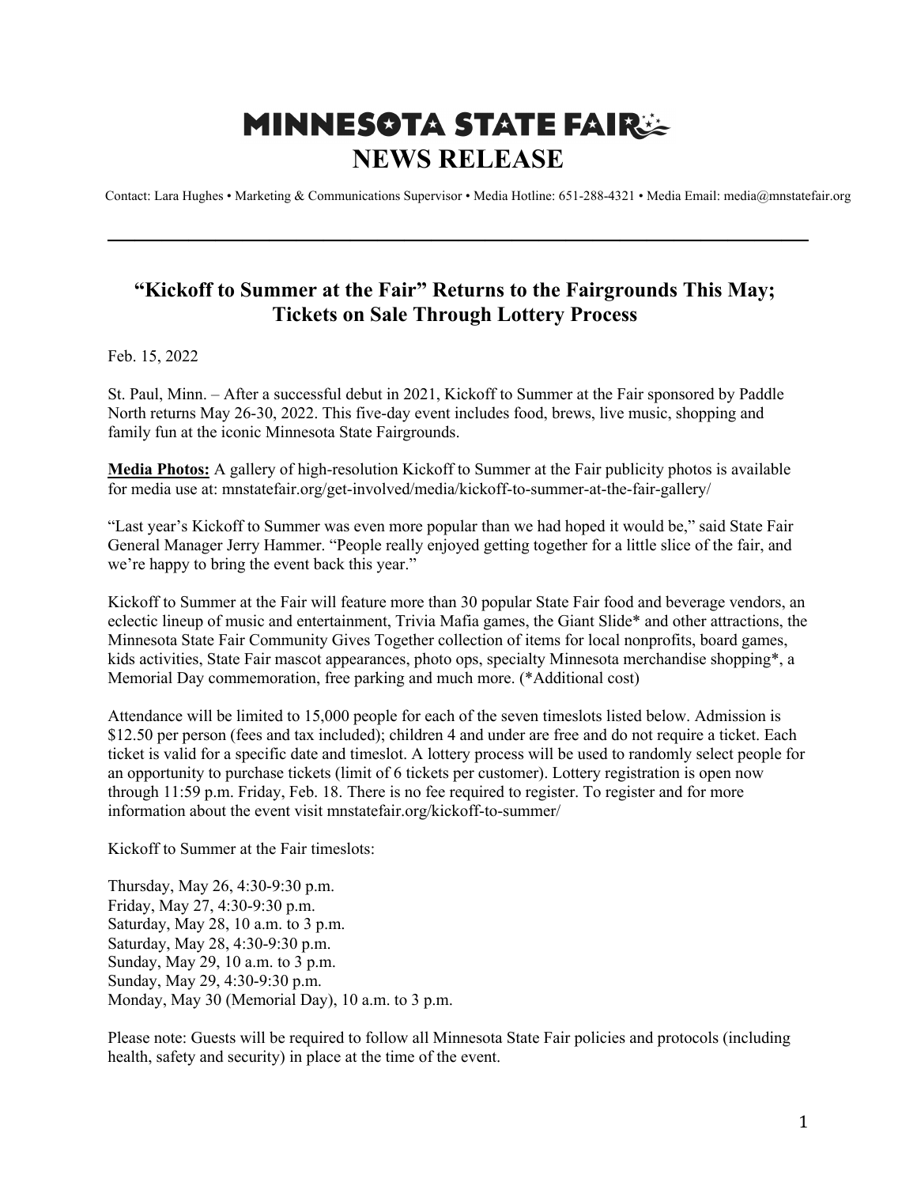# MINNESOTA STATE FAIR
# NEWS RELEASE

Contact: Lara Hughes • Marketing & Communications Supervisor • Media Hotline: 651-288-4321 • Media Email: media@mnstatefair.org

---

## "Kickoff to Summer at the Fair" Returns to the Fairgrounds This May; Tickets on Sale Through Lottery Process

Feb. 15, 2022

St. Paul, Minn. – After a successful debut in 2021, Kickoff to Summer at the Fair sponsored by Paddle North returns May 26-30, 2022. This five-day event includes food, brews, live music, shopping and family fun at the iconic Minnesota State Fairgrounds.

**Media Photos:** A gallery of high-resolution Kickoff to Summer at the Fair publicity photos is available for media use at: mnstatefair.org/get-involved/media/kickoff-to-summer-at-the-fair-gallery/

"Last year's Kickoff to Summer was even more popular than we had hoped it would be," said State Fair General Manager Jerry Hammer. "People really enjoyed getting together for a little slice of the fair, and we're happy to bring the event back this year."

Kickoff to Summer at the Fair will feature more than 30 popular State Fair food and beverage vendors, an eclectic lineup of music and entertainment, Trivia Mafia games, the Giant Slide* and other attractions, the Minnesota State Fair Community Gives Together collection of items for local nonprofits, board games, kids activities, State Fair mascot appearances, photo ops, specialty Minnesota merchandise shopping*, a Memorial Day commemoration, free parking and much more. (*Additional cost)

Attendance will be limited to 15,000 people for each of the seven timeslots listed below. Admission is $12.50 per person (fees and tax included); children 4 and under are free and do not require a ticket. Each ticket is valid for a specific date and timeslot. A lottery process will be used to randomly select people for an opportunity to purchase tickets (limit of 6 tickets per customer). Lottery registration is open now through 11:59 p.m. Friday, Feb. 18. There is no fee required to register. To register and for more information about the event visit mnstatefair.org/kickoff-to-summer/

Kickoff to Summer at the Fair timeslots:

Thursday, May 26, 4:30-9:30 p.m.
Friday, May 27, 4:30-9:30 p.m.
Saturday, May 28, 10 a.m. to 3 p.m.
Saturday, May 28, 4:30-9:30 p.m.
Sunday, May 29, 10 a.m. to 3 p.m.
Sunday, May 29, 4:30-9:30 p.m.
Monday, May 30 (Memorial Day), 10 a.m. to 3 p.m.

Please note: Guests will be required to follow all Minnesota State Fair policies and protocols (including health, safety and security) in place at the time of the event.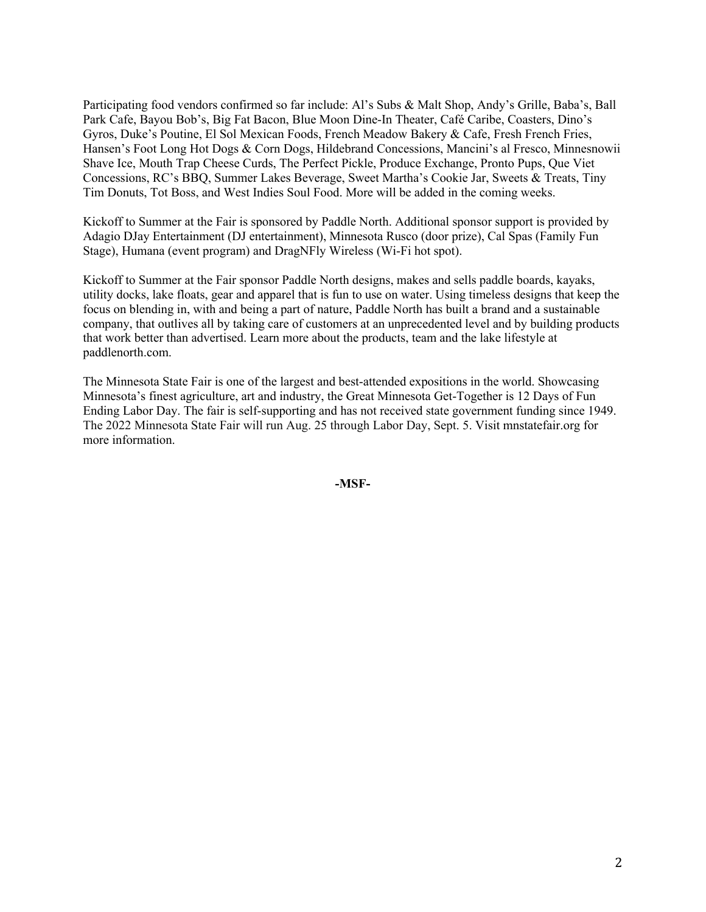Participating food vendors confirmed so far include: Al's Subs & Malt Shop, Andy's Grille, Baba's, Ball Park Cafe, Bayou Bob's, Big Fat Bacon, Blue Moon Dine-In Theater, Café Caribe, Coasters, Dino's Gyros, Duke's Poutine, El Sol Mexican Foods, French Meadow Bakery & Cafe, Fresh French Fries, Hansen's Foot Long Hot Dogs & Corn Dogs, Hildebrand Concessions, Mancini's al Fresco, Minnesnowii Shave Ice, Mouth Trap Cheese Curds, The Perfect Pickle, Produce Exchange, Pronto Pups, Que Viet Concessions, RC's BBQ, Summer Lakes Beverage, Sweet Martha's Cookie Jar, Sweets & Treats, Tiny Tim Donuts, Tot Boss, and West Indies Soul Food. More will be added in the coming weeks.

Kickoff to Summer at the Fair is sponsored by Paddle North. Additional sponsor support is provided by Adagio DJay Entertainment (DJ entertainment), Minnesota Rusco (door prize), Cal Spas (Family Fun Stage), Humana (event program) and DragNFly Wireless (Wi-Fi hot spot).

Kickoff to Summer at the Fair sponsor Paddle North designs, makes and sells paddle boards, kayaks, utility docks, lake floats, gear and apparel that is fun to use on water. Using timeless designs that keep the focus on blending in, with and being a part of nature, Paddle North has built a brand and a sustainable company, that outlives all by taking care of customers at an unprecedented level and by building products that work better than advertised. Learn more about the products, team and the lake lifestyle at paddlenorth.com.

The Minnesota State Fair is one of the largest and best-attended expositions in the world. Showcasing Minnesota's finest agriculture, art and industry, the Great Minnesota Get-Together is 12 Days of Fun Ending Labor Day. The fair is self-supporting and has not received state government funding since 1949. The 2022 Minnesota State Fair will run Aug. 25 through Labor Day, Sept. 5. Visit mnstatefair.org for more information.

**-MSF-**